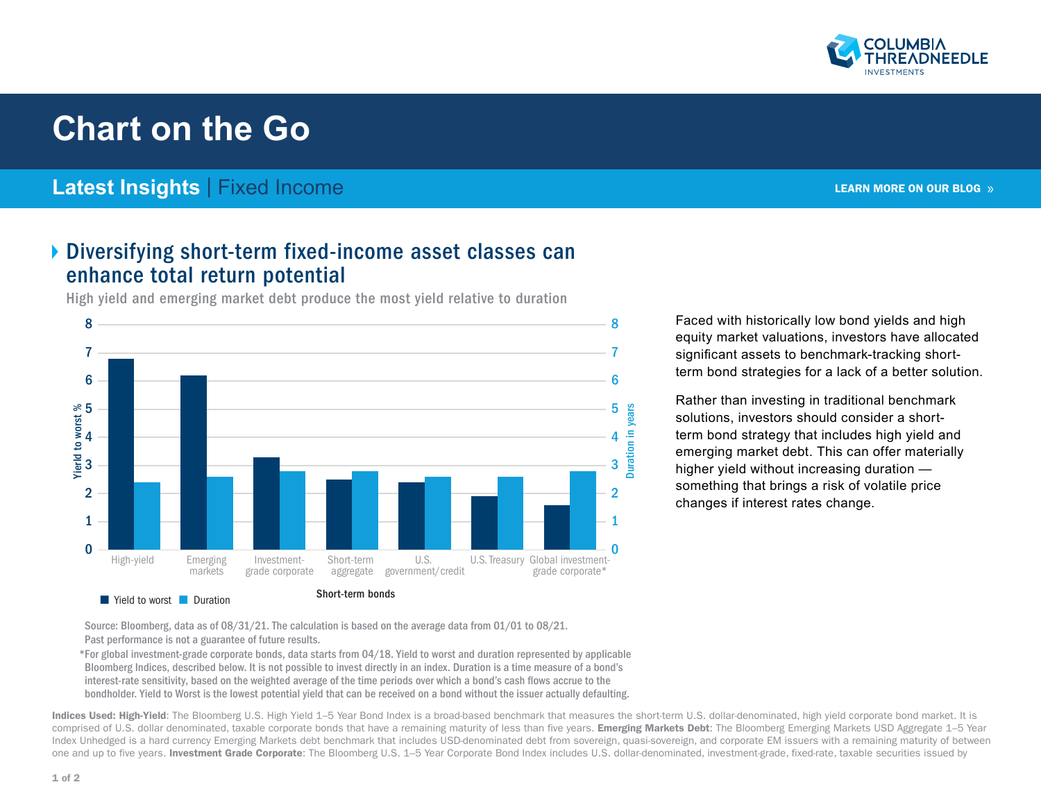COLUMBIA THREADNEEDLE INVESTMENTS

# Chart on the Go

## Latest Insights | Fixed Income

LEARN MORE ON OUR BLOG »

### Diversifying short-term fixed-income asset classes can enhance total return potential

High yield and emerging market debt produce the most yield relative to duration

Short-term bonds

| | Yield to worst % | Duration in years |
|---|---|---|
| High-yield | 6.8 | 2.4 |
| Emerging markets | 6.2 | 2.6 |
| Investment-grade corporate | 3.3 | 2.8 |
| Short-term aggregate | 2.5 | 2.8 |
| U.S. government/credit | 2.4 | 2.6 |
| U.S. Treasury | 1.9 | 2.6 |
| Global investment-grade corporate* | 1.6 | 2.8 |

Source: Bloomberg, data as of 08/31/21. The calculation is based on the average data from 01/01 to 08/21.
Past performance is not a guarantee of future results.

*For global investment-grade corporate bonds, data starts from 04/18. Yield to worst and duration represented by applicable Bloomberg Indices, described below. It is not possible to invest directly in an index. Duration is a time measure of a bond's interest-rate sensitivity, based on the weighted average of the time periods over which a bond's cash flows accrue to the bondholder. Yield to Worst is the lowest potential yield that can be received on a bond without the issuer actually defaulting.

Faced with historically low bond yields and high equity market valuations, investors have allocated significant assets to benchmark-tracking short-term bond strategies for a lack of a better solution.

Rather than investing in traditional benchmark solutions, investors should consider a short-term bond strategy that includes high yield and emerging market debt. This can offer materially higher yield without increasing duration — something that brings a risk of volatile price changes if interest rates change.

**Indices Used: High-Yield**: The Bloomberg U.S. High Yield 1–5 Year Bond Index is a broad-based benchmark that measures the short-term U.S. dollar-denominated, high yield corporate bond market. It is comprised of U.S. dollar denominated, taxable corporate bonds that have a remaining maturity of less than five years. **Emerging Markets Debt**: The Bloomberg Emerging Markets USD Aggregate 1–5 Year Index Unhedged is a hard currency Emerging Markets debt benchmark that includes USD-denominated debt from sovereign, quasi-sovereign, and corporate EM issuers with a remaining maturity of between one and up to five years. **Investment Grade Corporate**: The Bloomberg U.S. 1–5 Year Corporate Bond Index includes U.S. dollar-denominated, investment-grade, fixed-rate, taxable securities issued by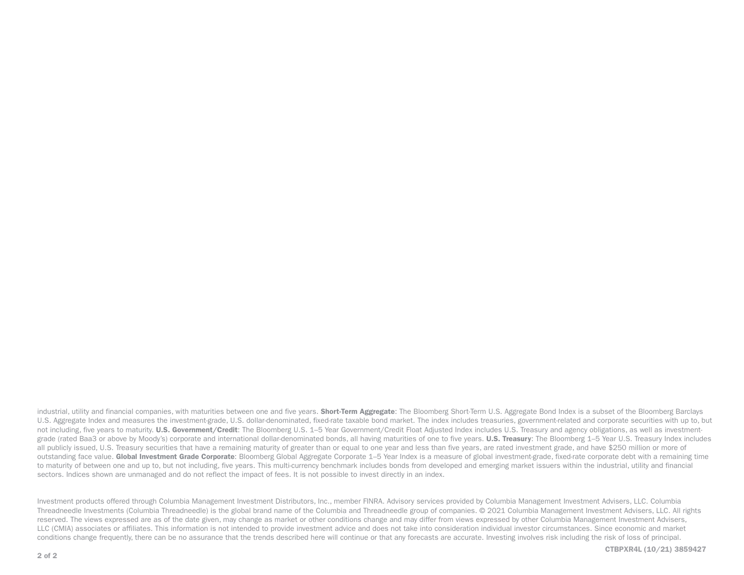industrial, utility and financial companies, with maturities between one and five years. **Short-Term Aggregate**: The Bloomberg Short-Term U.S. Aggregate Bond Index is a subset of the Bloomberg Barclays U.S. Aggregate Index and measures the investment-grade, U.S. dollar-denominated, fixed-rate taxable bond market. The index includes treasuries, government-related and corporate securities with up to, but not including, five years to maturity. **U.S. Government/Credit**: The Bloomberg U.S. 1–5 Year Government/Credit Float Adjusted Index includes U.S. Treasury and agency obligations, as well as investment-grade (rated Baa3 or above by Moody's) corporate and international dollar-denominated bonds, all having maturities of one to five years. **U.S. Treasury**: The Bloomberg 1–5 Year U.S. Treasury Index includes all publicly issued, U.S. Treasury securities that have a remaining maturity of greater than or equal to one year and less than five years, are rated investment grade, and have $250 million or more of outstanding face value. **Global Investment Grade Corporate**: Bloomberg Global Aggregate Corporate 1–5 Year Index is a measure of global investment-grade, fixed-rate corporate debt with a remaining time to maturity of between one and up to, but not including, five years. This multi-currency benchmark includes bonds from developed and emerging market issuers within the industrial, utility and financial sectors. Indices shown are unmanaged and do not reflect the impact of fees. It is not possible to invest directly in an index.

Investment products offered through Columbia Management Investment Distributors, Inc., member FINRA. Advisory services provided by Columbia Management Investment Advisers, LLC. Columbia Threadneedle Investments (Columbia Threadneedle) is the global brand name of the Columbia and Threadneedle group of companies. © 2021 Columbia Management Investment Advisers, LLC. All rights reserved. The views expressed are as of the date given, may change as market or other conditions change and may differ from views expressed by other Columbia Management Investment Advisers, LLC (CMIA) associates or affiliates. This information is not intended to provide investment advice and does not take into consideration individual investor circumstances. Since economic and market conditions change frequently, there can be no assurance that the trends described here will continue or that any forecasts are accurate. Investing involves risk including the risk of loss of principal.

**CTBPXR4L (10/21) 3859427**